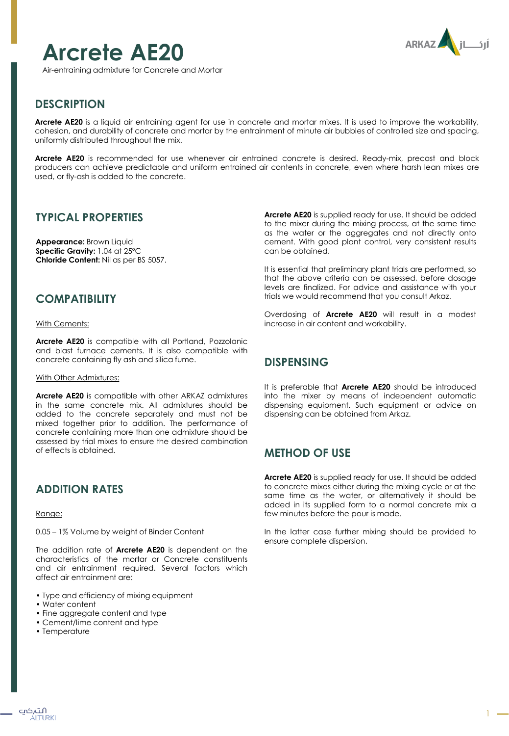# Arcrete AE20

Air-entraining admixture for Concrete and Mortar

## DESCRIPTION

**Arcrete AE20** is a liquid air entraining agent for use in concrete and mortar mixes. It is used to improve the workability, cohesion, and durability of concrete and mortar by the entrainment of minute air bubbles of controlled size and spacing, uniformly distributed throughout the mix.

**Arcrete AE20** is recommended for use whenever air entrained concrete is desired. Ready-mix, precast and block producers can achieve predictable and uniform entrained air contents in concrete, even where harsh lean mixes are used, or fly-ash is added to the concrete.

## TYPICAL PROPERTIES

**Appearance:** Brown Liquid
**Specific Gravity:** 1.04 at 25°C
**Chloride Content:** Nil as per BS 5057.

## COMPATIBILITY

With Cements:

**Arcrete AE20** is compatible with all Portland, Pozzolanic and blast furnace cements. It is also compatible with concrete containing fly ash and silica fume.

With Other Admixtures:

**Arcrete AE20** is compatible with other ARKAZ admixtures in the same concrete mix. All admixtures should be added to the concrete separately and must not be mixed together prior to addition. The performance of concrete containing more than one admixture should be assessed by trial mixes to ensure the desired combination of effects is obtained.

## ADDITION RATES

Range:

0.05 – 1% Volume by weight of Binder Content

The addition rate of **Arcrete AE20** is dependent on the characteristics of the mortar or Concrete constituents and air entrainment required. Several factors which affect air entrainment are:

- Type and efficiency of mixing equipment
- Water content
- Fine aggregate content and type
- Cement/lime content and type
- Temperature

**Arcrete AE20** is supplied ready for use. It should be added to the mixer during the mixing process, at the same time as the water or the aggregates and not directly onto cement. With good plant control, very consistent results can be obtained.

It is essential that preliminary plant trials are performed, so that the above criteria can be assessed, before dosage levels are finalized. For advice and assistance with your trials we would recommend that you consult Arkaz.

Overdosing of **Arcrete AE20** will result in a modest increase in air content and workability.

## DISPENSING

It is preferable that **Arcrete AE20** should be introduced into the mixer by means of independent automatic dispensing equipment. Such equipment or advice on dispensing can be obtained from Arkaz.

## METHOD OF USE

**Arcrete AE20** is supplied ready for use. It should be added to concrete mixes either during the mixing cycle or at the same time as the water, or alternatively it should be added in its supplied form to a normal concrete mix a few minutes before the pour is made.

In the latter case further mixing should be provided to ensure complete dispersion.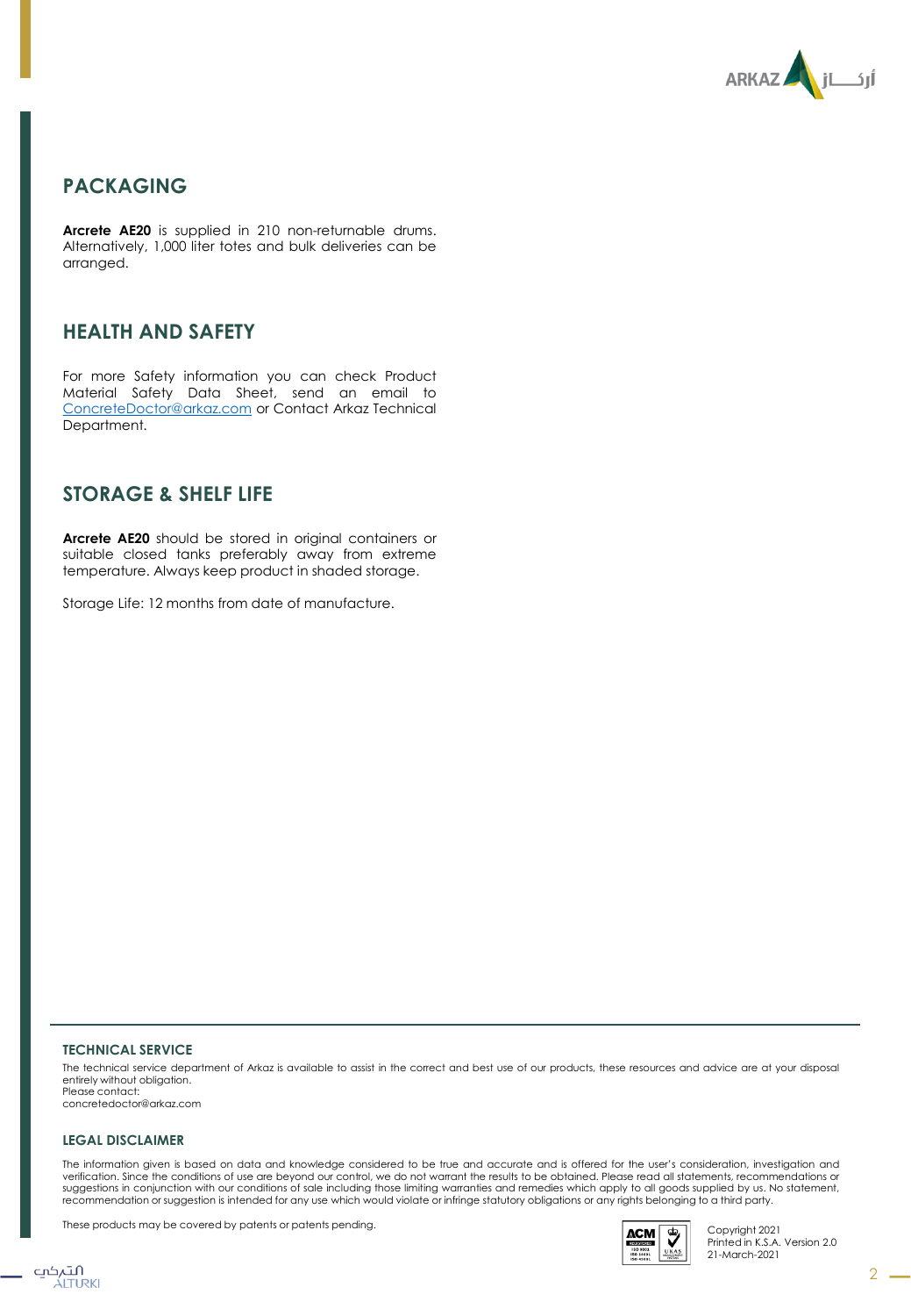## PACKAGING

**Arcrete AE20** is supplied in 210 non-returnable drums. Alternatively, 1,000 liter totes and bulk deliveries can be arranged.

## HEALTH AND SAFETY

For more Safety information you can check Product Material Safety Data Sheet, send an email to ConcreteDoctor@arkaz.com or Contact Arkaz Technical Department.

## STORAGE & SHELF LIFE

**Arcrete AE20** should be stored in original containers or suitable closed tanks preferably away from extreme temperature. Always keep product in shaded storage.

Storage Life: 12 months from date of manufacture.

### TECHNICAL SERVICE

The technical service department of Arkaz is available to assist in the correct and best use of our products, these resources and advice are at your disposal entirely without obligation.
Please contact:
concretedoctor@arkaz.com

### LEGAL DISCLAIMER

The information given is based on data and knowledge considered to be true and accurate and is offered for the user's consideration, investigation and verification. Since the conditions of use are beyond our control, we do not warrant the results to be obtained. Please read all statements, recommendations or suggestions in conjunction with our conditions of sale including those limiting warranties and remedies which apply to all goods supplied by us. No statement, recommendation or suggestion is intended for any use which would violate or infringe statutory obligations or any rights belonging to a third party.

These products may be covered by patents or patents pending.

Copyright 2021
Printed in K.S.A. Version 2.0
21-March-2021